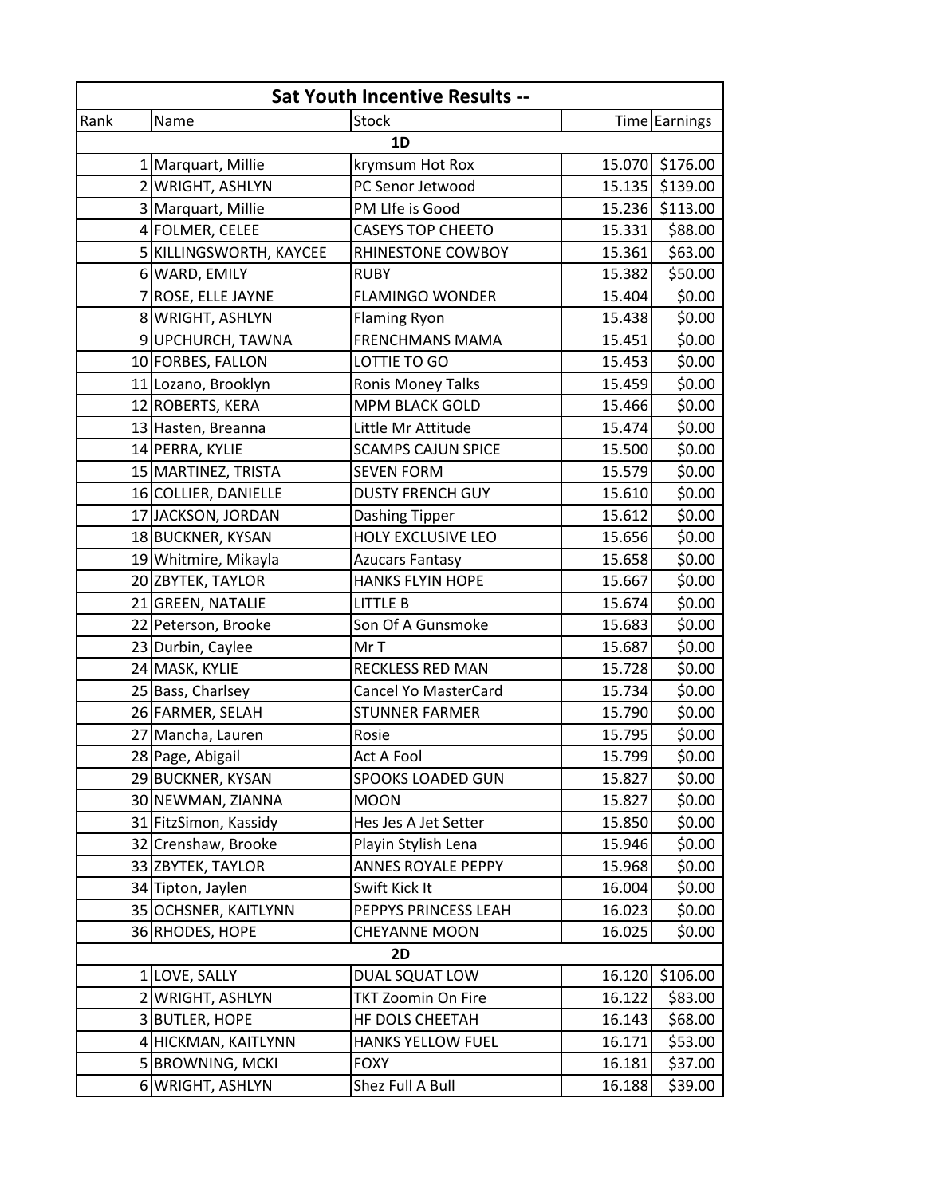| Sat Youth Incentive Results -- | | | | |
|---|---|---|---|---|
| Rank | Name | Stock | Time | Earnings |
| | | 1D | | |
| 1 | Marquart, Millie | krymsum Hot Rox | 15.070 | $176.00 |
| 2 | WRIGHT, ASHLYN | PC Senor Jetwood | 15.135 | $139.00 |
| 3 | Marquart, Millie | PM LIfe is Good | 15.236 | $113.00 |
| 4 | FOLMER, CELEE | CASEYS TOP CHEETO | 15.331 | $88.00 |
| 5 | KILLINGSWORTH, KAYCEE | RHINESTONE COWBOY | 15.361 | $63.00 |
| 6 | WARD, EMILY | RUBY | 15.382 | $50.00 |
| 7 | ROSE, ELLE JAYNE | FLAMINGO WONDER | 15.404 | $0.00 |
| 8 | WRIGHT, ASHLYN | Flaming Ryon | 15.438 | $0.00 |
| 9 | UPCHURCH, TAWNA | FRENCHMANS MAMA | 15.451 | $0.00 |
| 10 | FORBES, FALLON | LOTTIE TO GO | 15.453 | $0.00 |
| 11 | Lozano, Brooklyn | Ronis Money Talks | 15.459 | $0.00 |
| 12 | ROBERTS, KERA | MPM BLACK GOLD | 15.466 | $0.00 |
| 13 | Hasten, Breanna | Little Mr Attitude | 15.474 | $0.00 |
| 14 | PERRA, KYLIE | SCAMPS CAJUN SPICE | 15.500 | $0.00 |
| 15 | MARTINEZ, TRISTA | SEVEN FORM | 15.579 | $0.00 |
| 16 | COLLIER, DANIELLE | DUSTY FRENCH GUY | 15.610 | $0.00 |
| 17 | JACKSON, JORDAN | Dashing Tipper | 15.612 | $0.00 |
| 18 | BUCKNER, KYSAN | HOLY EXCLUSIVE LEO | 15.656 | $0.00 |
| 19 | Whitmire, Mikayla | Azucars Fantasy | 15.658 | $0.00 |
| 20 | ZBYTEK, TAYLOR | HANKS FLYIN HOPE | 15.667 | $0.00 |
| 21 | GREEN, NATALIE | LITTLE B | 15.674 | $0.00 |
| 22 | Peterson, Brooke | Son Of A Gunsmoke | 15.683 | $0.00 |
| 23 | Durbin, Caylee | Mr T | 15.687 | $0.00 |
| 24 | MASK, KYLIE | RECKLESS RED MAN | 15.728 | $0.00 |
| 25 | Bass, Charlsey | Cancel Yo MasterCard | 15.734 | $0.00 |
| 26 | FARMER, SELAH | STUNNER FARMER | 15.790 | $0.00 |
| 27 | Mancha, Lauren | Rosie | 15.795 | $0.00 |
| 28 | Page, Abigail | Act A Fool | 15.799 | $0.00 |
| 29 | BUCKNER, KYSAN | SPOOKS LOADED GUN | 15.827 | $0.00 |
| 30 | NEWMAN, ZIANNA | MOON | 15.827 | $0.00 |
| 31 | FitzSimon, Kassidy | Hes Jes A Jet Setter | 15.850 | $0.00 |
| 32 | Crenshaw, Brooke | Playin Stylish Lena | 15.946 | $0.00 |
| 33 | ZBYTEK, TAYLOR | ANNES ROYALE PEPPY | 15.968 | $0.00 |
| 34 | Tipton, Jaylen | Swift Kick It | 16.004 | $0.00 |
| 35 | OCHSNER, KAITLYNN | PEPPYS PRINCESS LEAH | 16.023 | $0.00 |
| 36 | RHODES, HOPE | CHEYANNE MOON | 16.025 | $0.00 |
| | | 2D | | |
| 1 | LOVE, SALLY | DUAL SQUAT LOW | 16.120 | $106.00 |
| 2 | WRIGHT, ASHLYN | TKT Zoomin On Fire | 16.122 | $83.00 |
| 3 | BUTLER, HOPE | HF DOLS CHEETAH | 16.143 | $68.00 |
| 4 | HICKMAN, KAITLYNN | HANKS YELLOW FUEL | 16.171 | $53.00 |
| 5 | BROWNING, MCKI | FOXY | 16.181 | $37.00 |
| 6 | WRIGHT, ASHLYN | Shez Full A Bull | 16.188 | $39.00 |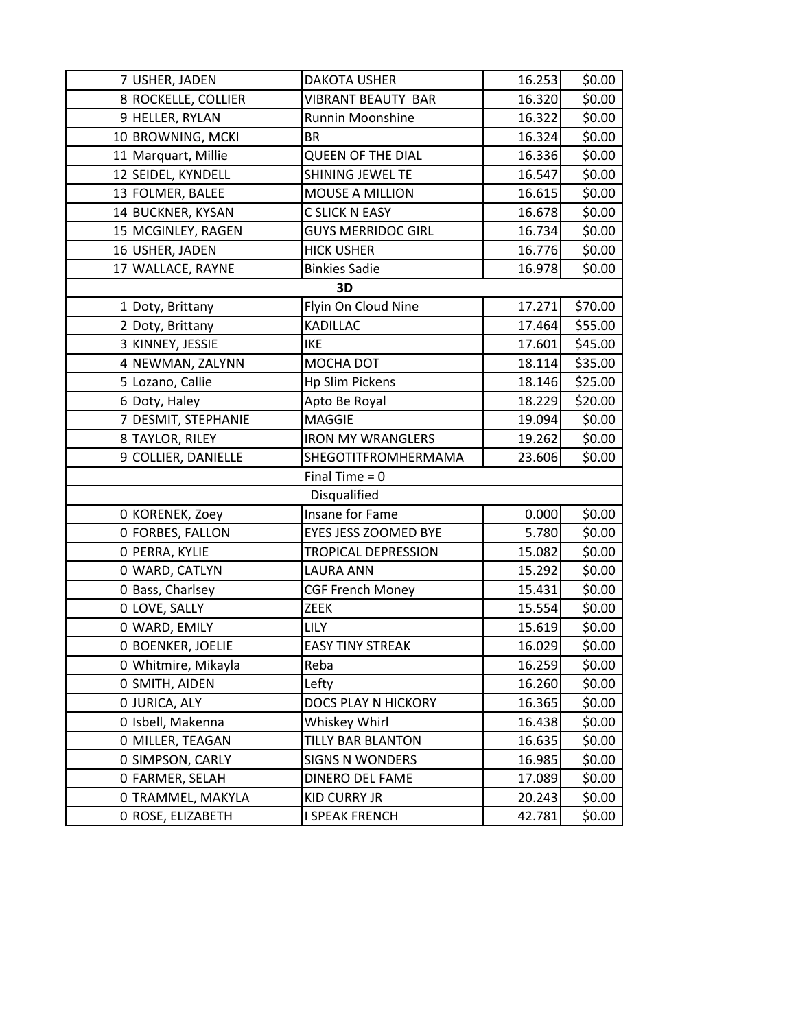| | | | | |
|---|---|---|---|---|
| 7 | USHER, JADEN | DAKOTA USHER | 16.253 | $0.00 |
| 8 | ROCKELLE, COLLIER | VIBRANT BEAUTY BAR | 16.320 | $0.00 |
| 9 | HELLER, RYLAN | Runnin Moonshine | 16.322 | $0.00 |
| 10 | BROWNING, MCKI | BR | 16.324 | $0.00 |
| 11 | Marquart, Millie | QUEEN OF THE DIAL | 16.336 | $0.00 |
| 12 | SEIDEL, KYNDELL | SHINING JEWEL TE | 16.547 | $0.00 |
| 13 | FOLMER, BALEE | MOUSE A MILLION | 16.615 | $0.00 |
| 14 | BUCKNER, KYSAN | C SLICK N EASY | 16.678 | $0.00 |
| 15 | MCGINLEY, RAGEN | GUYS MERRIDOC GIRL | 16.734 | $0.00 |
| 16 | USHER, JADEN | HICK USHER | 16.776 | $0.00 |
| 17 | WALLACE, RAYNE | Binkies Sadie | 16.978 | $0.00 |
| | | **3D** | | |
| 1 | Doty, Brittany | Flyin On Cloud Nine | 17.271 | $70.00 |
| 2 | Doty, Brittany | KADILLAC | 17.464 | $55.00 |
| 3 | KINNEY, JESSIE | IKE | 17.601 | $45.00 |
| 4 | NEWMAN, ZALYNN | MOCHA DOT | 18.114 | $35.00 |
| 5 | Lozano, Callie | Hp Slim Pickens | 18.146 | $25.00 |
| 6 | Doty, Haley | Apto Be Royal | 18.229 | $20.00 |
| 7 | DESMIT, STEPHANIE | MAGGIE | 19.094 | $0.00 |
| 8 | TAYLOR, RILEY | IRON MY WRANGLERS | 19.262 | $0.00 |
| 9 | COLLIER, DANIELLE | SHEGOTITFROMHERMAMA | 23.606 | $0.00 |
| | | Final Time = 0 | | |
| | | Disqualified | | |
| 0 | KORENEK, Zoey | Insane for Fame | 0.000 | $0.00 |
| 0 | FORBES, FALLON | EYES JESS ZOOMED BYE | 5.780 | $0.00 |
| 0 | PERRA, KYLIE | TROPICAL DEPRESSION | 15.082 | $0.00 |
| 0 | WARD, CATLYN | LAURA ANN | 15.292 | $0.00 |
| 0 | Bass, Charlsey | CGF French Money | 15.431 | $0.00 |
| 0 | LOVE, SALLY | ZEEK | 15.554 | $0.00 |
| 0 | WARD, EMILY | LILY | 15.619 | $0.00 |
| 0 | BOENKER, JOELIE | EASY TINY STREAK | 16.029 | $0.00 |
| 0 | Whitmire, Mikayla | Reba | 16.259 | $0.00 |
| 0 | SMITH, AIDEN | Lefty | 16.260 | $0.00 |
| 0 | JURICA, ALY | DOCS PLAY N HICKORY | 16.365 | $0.00 |
| 0 | Isbell, Makenna | Whiskey Whirl | 16.438 | $0.00 |
| 0 | MILLER, TEAGAN | TILLY BAR BLANTON | 16.635 | $0.00 |
| 0 | SIMPSON, CARLY | SIGNS N WONDERS | 16.985 | $0.00 |
| 0 | FARMER, SELAH | DINERO DEL FAME | 17.089 | $0.00 |
| 0 | TRAMMEL, MAKYLA | KID CURRY JR | 20.243 | $0.00 |
| 0 | ROSE, ELIZABETH | I SPEAK FRENCH | 42.781 | $0.00 |